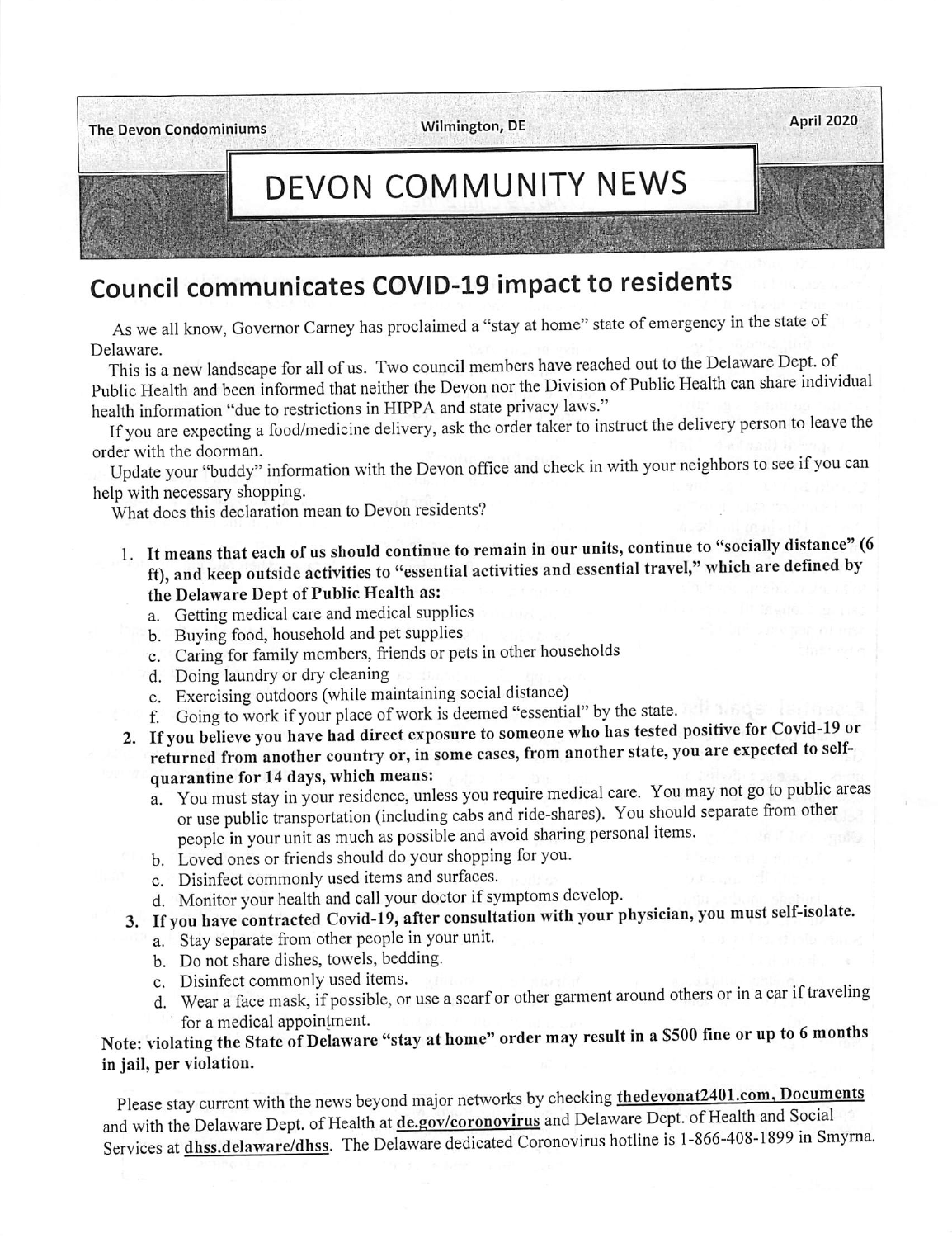The Devon Condominiums Wilmington, DE April 2020

# DEVON COMMUNITY NEWS

## Council communicates COVID-19 impact to residents

As we all know, Governor Carney has proclaimed a "stay at home" state of emergency in the state of Delaware.

This is a new landscape for all of us. Two council members have reached out to the Delaware Dept. of Public Health and been informed that neither the Devon nor the Division of Public Health can share individual health information "due to restrictions in HIPPA and state privacy laws."

If you are expecting a food/medicine delivery, ask the order taker to instruct the delivery person to leave the order with the doorman.

Update your "buddy" information with the Devon office and check in with your neighbors to see if you can help with necessary shopping.

What does this declaration mean to Devon residents?

1. **It means that each of us should continue to remain in our units, continue to "socially distance" (6 ft), and keep outside activities to "essential activities and essential travel," which are defined by the Delaware Dept of Public Health as:**
   a. Getting medical care and medical supplies
   b. Buying food, household and pet supplies
   c. Caring for family members, friends or pets in other households
   d. Doing laundry or dry cleaning
   e. Exercising outdoors (while maintaining social distance)
   f. Going to work if your place of work is deemed "essential" by the state.
2. **If you believe you have had direct exposure to someone who has tested positive for Covid-19 or returned from another country or, in some cases, from another state, you are expected to self-quarantine for 14 days, which means:**
   a. You must stay in your residence, unless you require medical care. You may not go to public areas or use public transportation (including cabs and ride-shares). You should separate from other people in your unit as much as possible and avoid sharing personal items.
   b. Loved ones or friends should do your shopping for you.
   c. Disinfect commonly used items and surfaces.
   d. Monitor your health and call your doctor if symptoms develop.
3. **If you have contracted Covid-19, after consultation with your physician, you must self-isolate.**
   a. Stay separate from other people in your unit.
   b. Do not share dishes, towels, bedding.
   c. Disinfect commonly used items.
   d. Wear a face mask, if possible, or use a scarf or other garment around others or in a car if traveling for a medical appointment.

**Note: violating the State of Delaware "stay at home" order may result in a $500 fine or up to 6 months in jail, per violation.**

Please stay current with the news beyond major networks by checking **thedevonat2401.com, Documents** and with the Delaware Dept. of Health at **de.gov/coronovirus** and Delaware Dept. of Health and Social Services at **dhss.delaware/dhss**. The Delaware dedicated Coronovirus hotline is 1-866-408-1899 in Smyrna.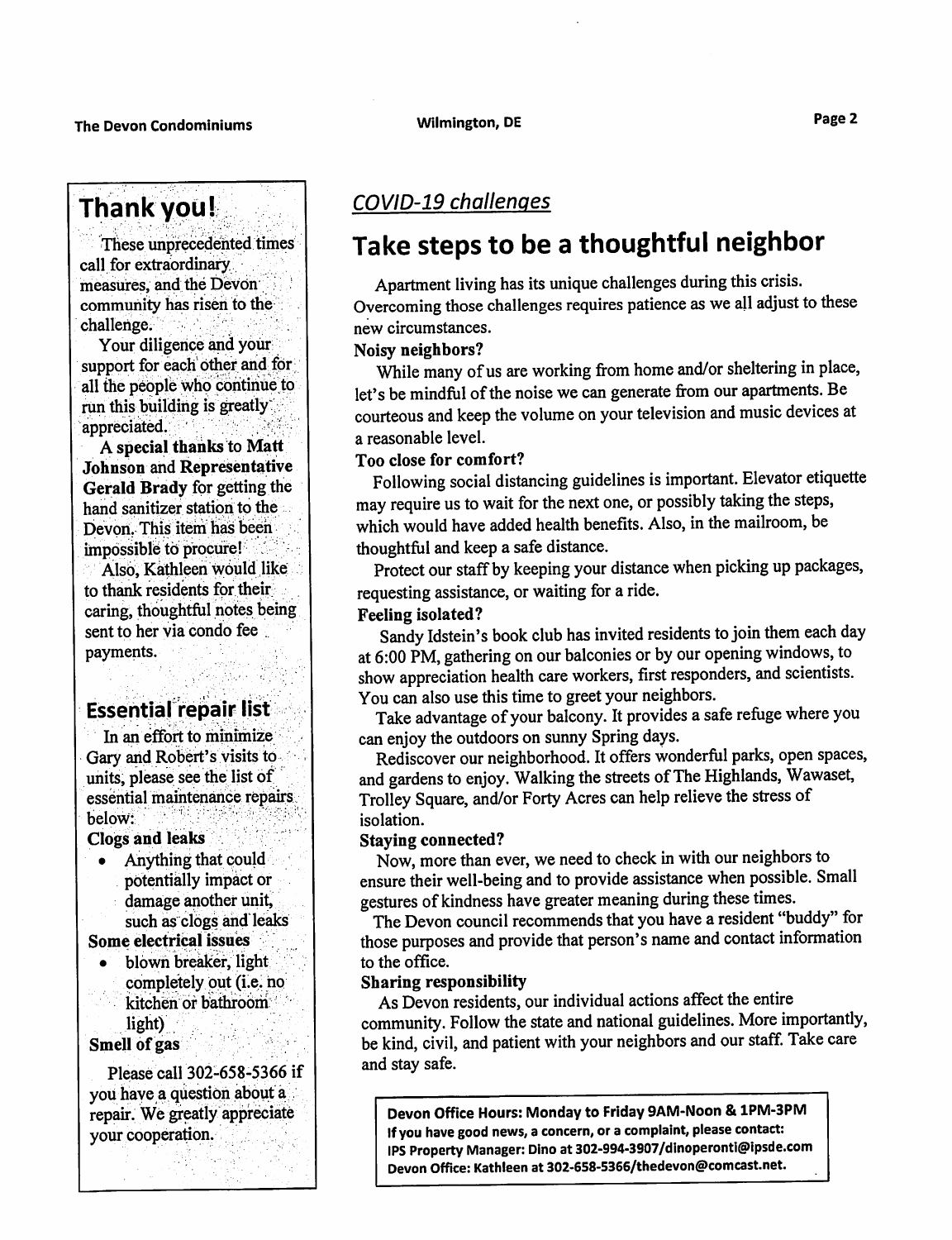## Thank you!

These unprecedented times call for extraordinary measures, and the Devon community has risen to the challenge.

Your diligence and your support for each other and for all the people who continue to run this building is greatly appreciated.

A **special thanks** to **Matt Johnson** and **Representative Gerald Brady** for getting the hand sanitizer station to the Devon. This item has been impossible to procure!

Also, Kathleen would like to thank residents for their caring, thoughtful notes being sent to her via condo fee payments.

## Essential repair list

In an effort to minimize Gary and Robert's visits to units, please see the list of essential maintenance repairs below:

**Clogs and leaks**

- Anything that could potentially impact or damage another unit, such as clogs and leaks

**Some electrical issues**

- blown breaker, light completely out (i.e. no kitchen or bathroom light)

**Smell of gas**

Please call 302-658-5366 if you have a question about a repair. We greatly appreciate your cooperation.

*COVID-19 challenges*

# Take steps to be a thoughtful neighbor

Apartment living has its unique challenges during this crisis. Overcoming those challenges requires patience as we all adjust to these new circumstances.

**Noisy neighbors?**

While many of us are working from home and/or sheltering in place, let's be mindful of the noise we can generate from our apartments. Be courteous and keep the volume on your television and music devices at a reasonable level.

**Too close for comfort?**

Following social distancing guidelines is important. Elevator etiquette may require us to wait for the next one, or possibly taking the steps, which would have added health benefits. Also, in the mailroom, be thoughtful and keep a safe distance.

Protect our staff by keeping your distance when picking up packages, requesting assistance, or waiting for a ride.

**Feeling isolated?**

Sandy Idstein's book club has invited residents to join them each day at 6:00 PM, gathering on our balconies or by our opening windows, to show appreciation health care workers, first responders, and scientists. You can also use this time to greet your neighbors.

Take advantage of your balcony. It provides a safe refuge where you can enjoy the outdoors on sunny Spring days.

Rediscover our neighborhood. It offers wonderful parks, open spaces, and gardens to enjoy. Walking the streets of The Highlands, Wawaset, Trolley Square, and/or Forty Acres can help relieve the stress of isolation.

**Staying connected?**

Now, more than ever, we need to check in with our neighbors to ensure their well-being and to provide assistance when possible. Small gestures of kindness have greater meaning during these times.

The Devon council recommends that you have a resident "buddy" for those purposes and provide that person's name and contact information to the office.

**Sharing responsibility**

As Devon residents, our individual actions affect the entire community. Follow the state and national guidelines. More importantly, be kind, civil, and patient with your neighbors and our staff. Take care and stay safe.

**Devon Office Hours: Monday to Friday 9AM-Noon & 1PM-3PM**
**If you have good news, a concern, or a complaint, please contact:**
**IPS Property Manager: Dino at 302-994-3907/dinoperonti@ipsde.com**
**Devon Office: Kathleen at 302-658-5366/thedevon@comcast.net.**